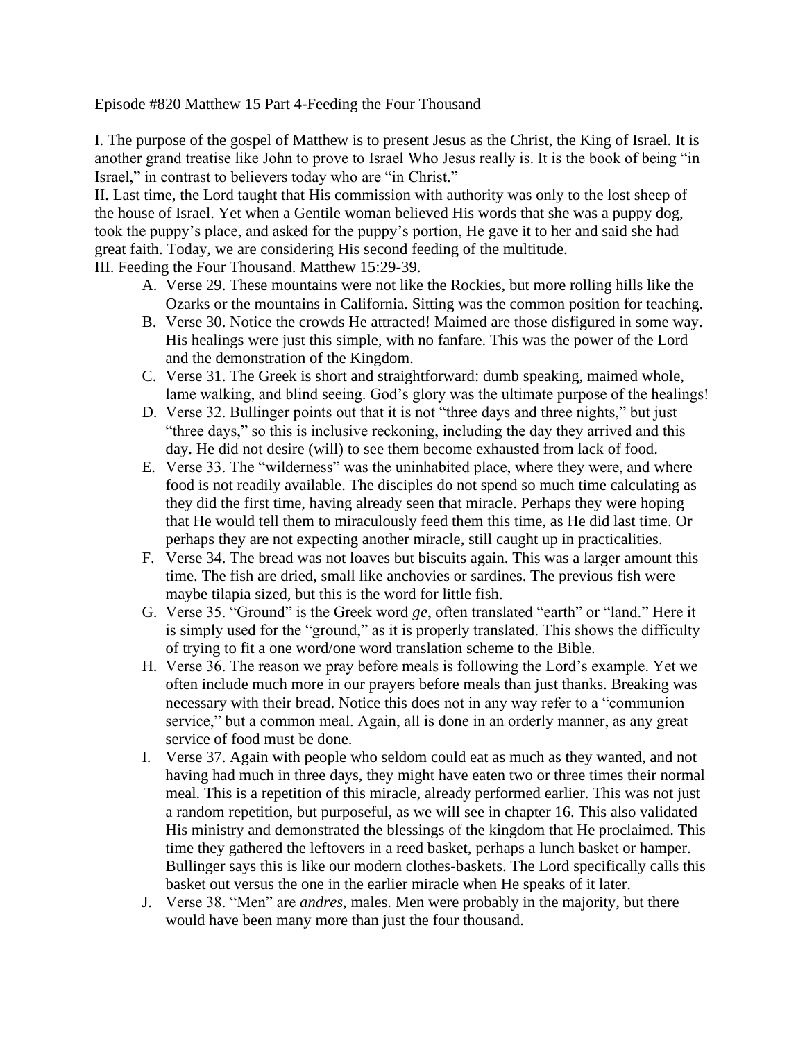Episode #820 Matthew 15 Part 4-Feeding the Four Thousand

I. The purpose of the gospel of Matthew is to present Jesus as the Christ, the King of Israel. It is another grand treatise like John to prove to Israel Who Jesus really is. It is the book of being "in Israel," in contrast to believers today who are "in Christ."

II. Last time, the Lord taught that His commission with authority was only to the lost sheep of the house of Israel. Yet when a Gentile woman believed His words that she was a puppy dog, took the puppy's place, and asked for the puppy's portion, He gave it to her and said she had great faith. Today, we are considering His second feeding of the multitude.

III. Feeding the Four Thousand. Matthew 15:29-39.

A. Verse 29. These mountains were not like the Rockies, but more rolling hills like the Ozarks or the mountains in California. Sitting was the common position for teaching.

B. Verse 30. Notice the crowds He attracted! Maimed are those disfigured in some way. His healings were just this simple, with no fanfare. This was the power of the Lord and the demonstration of the Kingdom.

C. Verse 31. The Greek is short and straightforward: dumb speaking, maimed whole, lame walking, and blind seeing. God's glory was the ultimate purpose of the healings!

D. Verse 32. Bullinger points out that it is not "three days and three nights," but just "three days," so this is inclusive reckoning, including the day they arrived and this day. He did not desire (will) to see them become exhausted from lack of food.

E. Verse 33. The "wilderness" was the uninhabited place, where they were, and where food is not readily available. The disciples do not spend so much time calculating as they did the first time, having already seen that miracle. Perhaps they were hoping that He would tell them to miraculously feed them this time, as He did last time. Or perhaps they are not expecting another miracle, still caught up in practicalities.

F. Verse 34. The bread was not loaves but biscuits again. This was a larger amount this time. The fish are dried, small like anchovies or sardines. The previous fish were maybe tilapia sized, but this is the word for little fish.

G. Verse 35. "Ground" is the Greek word *ge*, often translated "earth" or "land." Here it is simply used for the "ground," as it is properly translated. This shows the difficulty of trying to fit a one word/one word translation scheme to the Bible.

H. Verse 36. The reason we pray before meals is following the Lord's example. Yet we often include much more in our prayers before meals than just thanks. Breaking was necessary with their bread. Notice this does not in any way refer to a "communion service," but a common meal. Again, all is done in an orderly manner, as any great service of food must be done.

I. Verse 37. Again with people who seldom could eat as much as they wanted, and not having had much in three days, they might have eaten two or three times their normal meal. This is a repetition of this miracle, already performed earlier. This was not just a random repetition, but purposeful, as we will see in chapter 16. This also validated His ministry and demonstrated the blessings of the kingdom that He proclaimed. This time they gathered the leftovers in a reed basket, perhaps a lunch basket or hamper. Bullinger says this is like our modern clothes-baskets. The Lord specifically calls this basket out versus the one in the earlier miracle when He speaks of it later.

J. Verse 38. "Men" are *andres*, males. Men were probably in the majority, but there would have been many more than just the four thousand.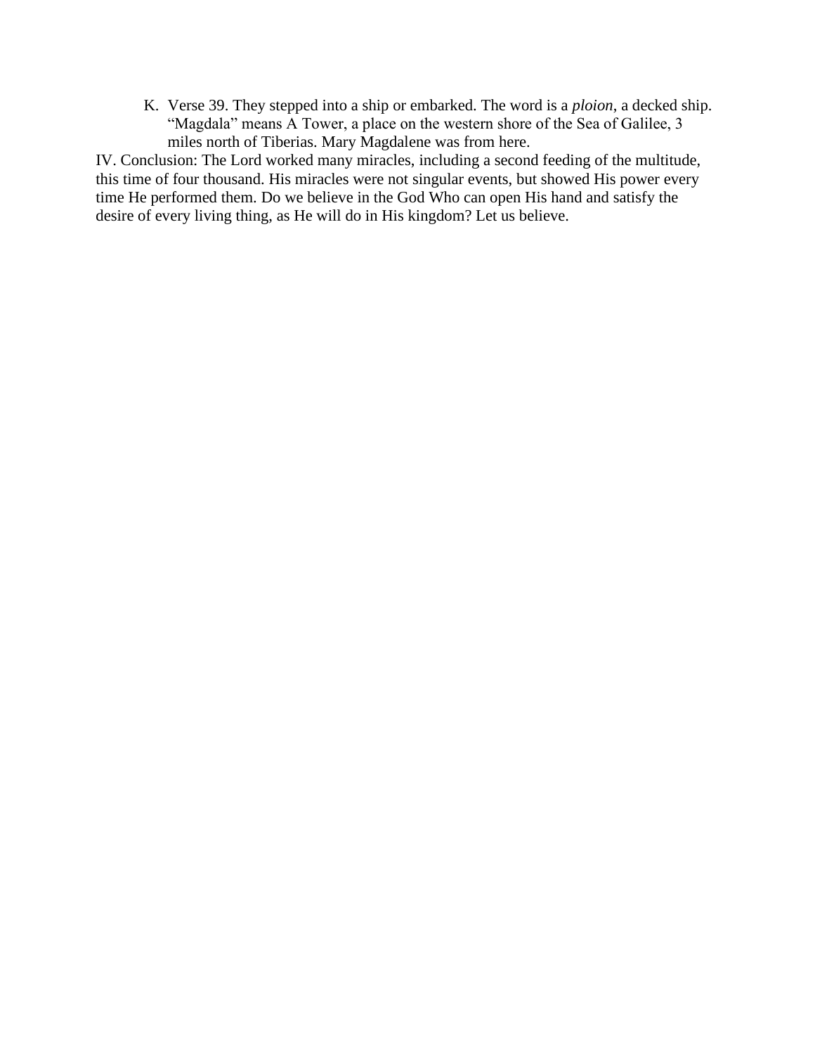K. Verse 39. They stepped into a ship or embarked. The word is a *ploion*, a decked ship. "Magdala" means A Tower, a place on the western shore of the Sea of Galilee, 3 miles north of Tiberias. Mary Magdalene was from here.

IV. Conclusion: The Lord worked many miracles, including a second feeding of the multitude, this time of four thousand. His miracles were not singular events, but showed His power every time He performed them. Do we believe in the God Who can open His hand and satisfy the desire of every living thing, as He will do in His kingdom? Let us believe.